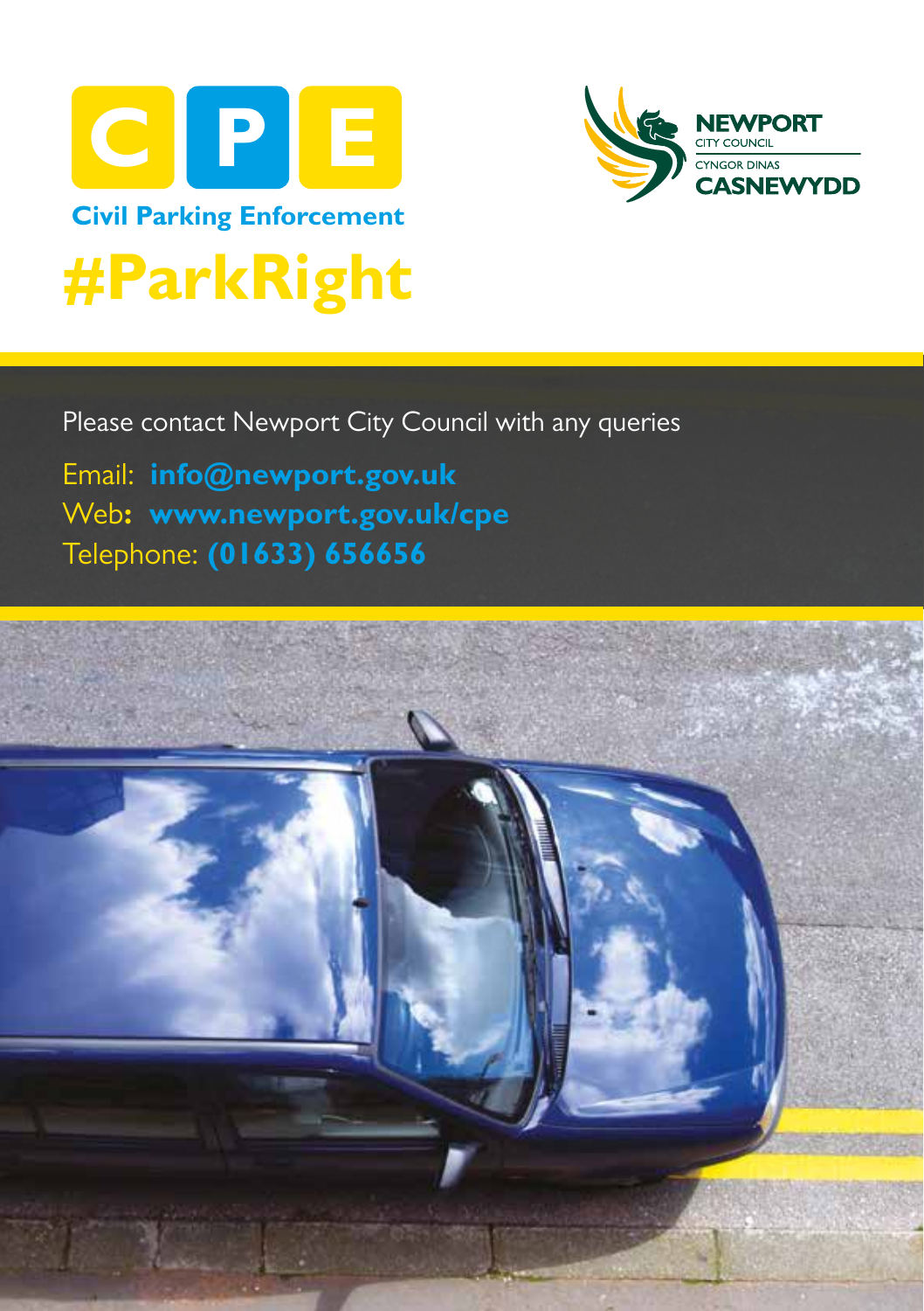# CPE

**Civil Parking Enforcement**

# #ParkRight

NEWPORT CITY COUNCIL
CYNGOR DINAS CASNEWYDD

Please contact Newport City Council with any queries

Email: **info@newport.gov.uk**
Web**:** **www.newport.gov.uk/cpe**
Telephone: **(01633) 656656**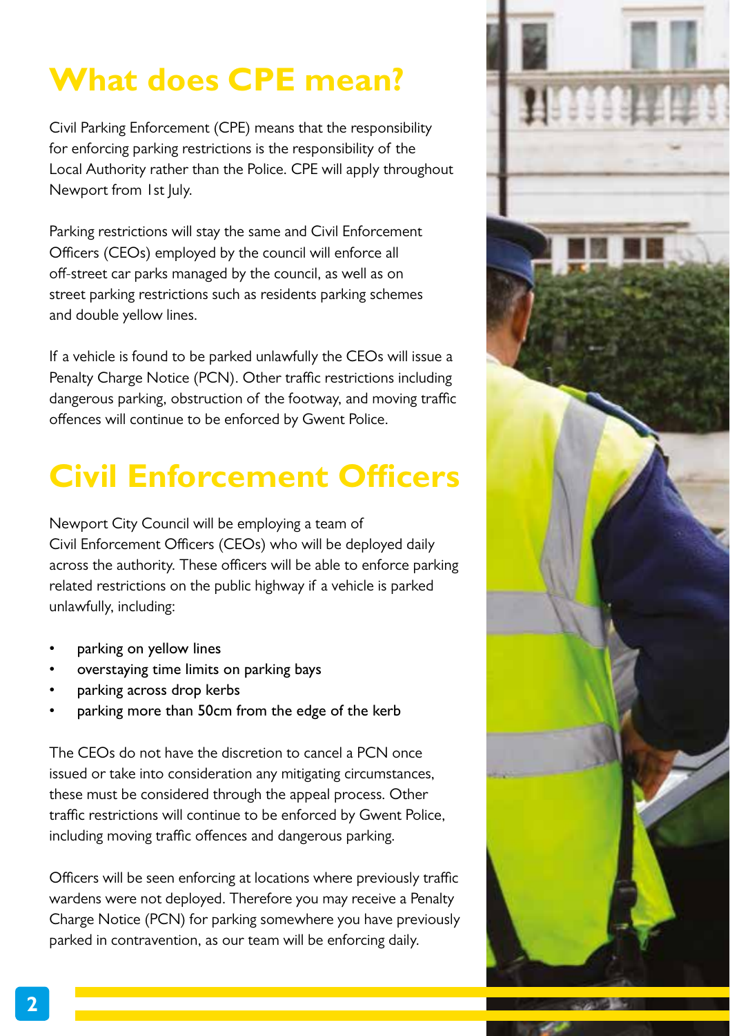# What does CPE mean?

Civil Parking Enforcement (CPE) means that the responsibility for enforcing parking restrictions is the responsibility of the Local Authority rather than the Police. CPE will apply throughout Newport from 1st July.

Parking restrictions will stay the same and Civil Enforcement Officers (CEOs) employed by the council will enforce all off-street car parks managed by the council, as well as on street parking restrictions such as residents parking schemes and double yellow lines.

If a vehicle is found to be parked unlawfully the CEOs will issue a Penalty Charge Notice (PCN). Other traffic restrictions including dangerous parking, obstruction of the footway, and moving traffic offences will continue to be enforced by Gwent Police.

# Civil Enforcement Officers

Newport City Council will be employing a team of Civil Enforcement Officers (CEOs) who will be deployed daily across the authority. These officers will be able to enforce parking related restrictions on the public highway if a vehicle is parked unlawfully, including:

- parking on yellow lines
- overstaying time limits on parking bays
- parking across drop kerbs
- parking more than 50cm from the edge of the kerb

The CEOs do not have the discretion to cancel a PCN once issued or take into consideration any mitigating circumstances, these must be considered through the appeal process. Other traffic restrictions will continue to be enforced by Gwent Police, including moving traffic offences and dangerous parking.

Officers will be seen enforcing at locations where previously traffic wardens were not deployed. Therefore you may receive a Penalty Charge Notice (PCN) for parking somewhere you have previously parked in contravention, as our team will be enforcing daily.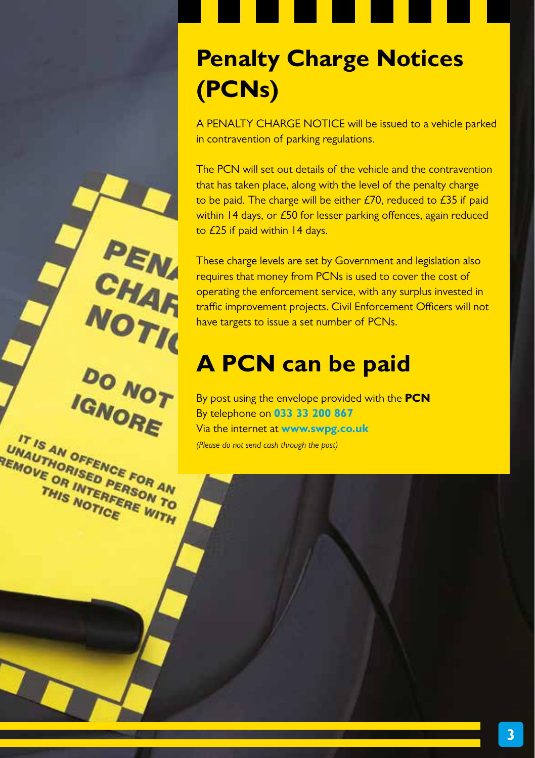# Penalty Charge Notices (PCNs)

A PENALTY CHARGE NOTICE will be issued to a vehicle parked in contravention of parking regulations.

The PCN will set out details of the vehicle and the contravention that has taken place, along with the level of the penalty charge to be paid. The charge will be either £70, reduced to £35 if paid within 14 days, or £50 for lesser parking offences, again reduced to £25 if paid within 14 days.

These charge levels are set by Government and legislation also requires that money from PCNs is used to cover the cost of operating the enforcement service, with any surplus invested in traffic improvement projects. Civil Enforcement Officers will not have targets to issue a set number of PCNs.

# A PCN can be paid

By post using the envelope provided with the **PCN**
By telephone on **033 33 200 867**
Via the internet at **www.swpg.co.uk**
*(Please do not send cash through the post)*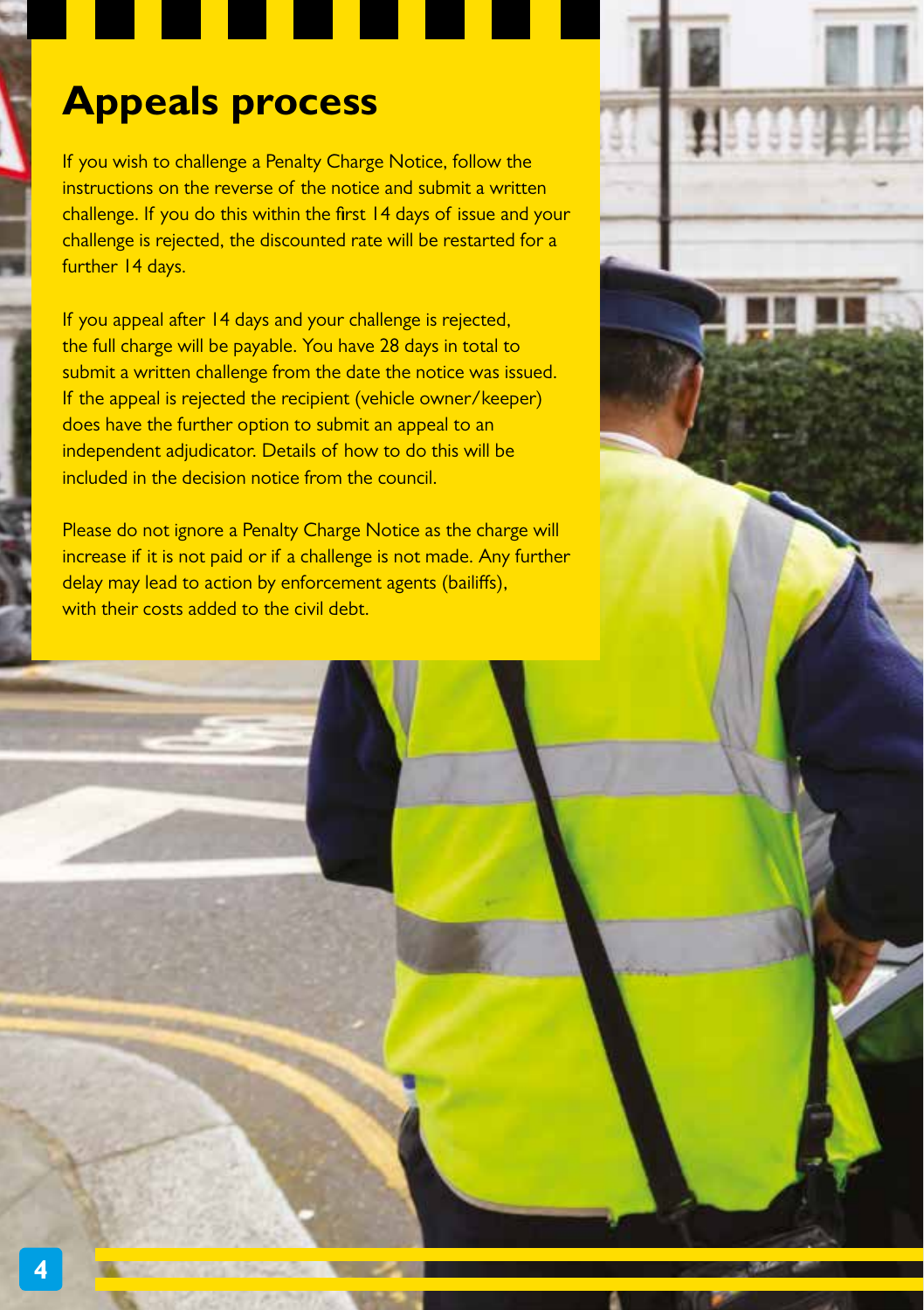## Appeals process

If you wish to challenge a Penalty Charge Notice, follow the instructions on the reverse of the notice and submit a written challenge. If you do this within the first 14 days of issue and your challenge is rejected, the discounted rate will be restarted for a further 14 days.

If you appeal after 14 days and your challenge is rejected, the full charge will be payable. You have 28 days in total to submit a written challenge from the date the notice was issued. If the appeal is rejected the recipient (vehicle owner/keeper) does have the further option to submit an appeal to an independent adjudicator. Details of how to do this will be included in the decision notice from the council.

Please do not ignore a Penalty Charge Notice as the charge will increase if it is not paid or if a challenge is not made. Any further delay may lead to action by enforcement agents (bailiffs), with their costs added to the civil debt.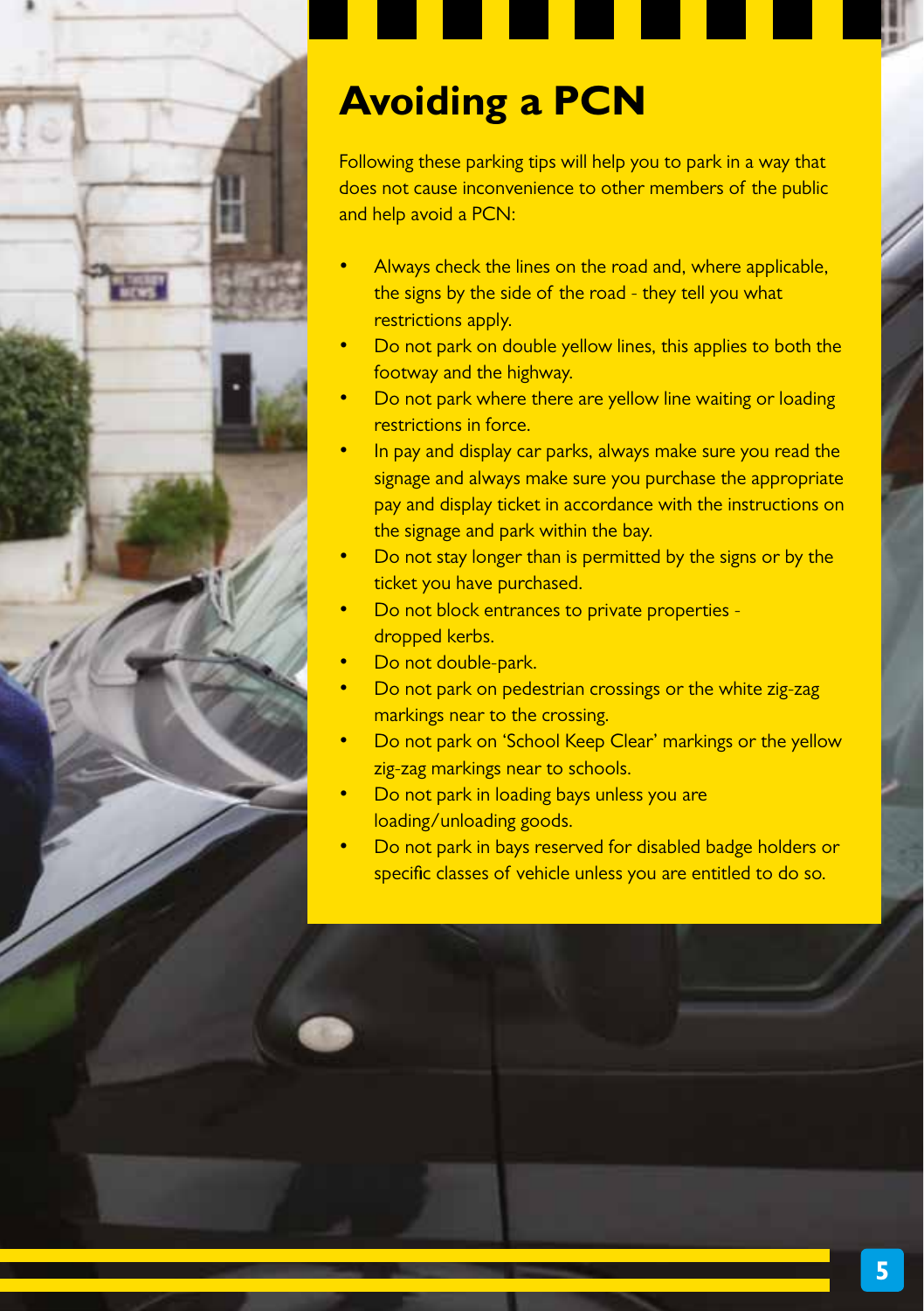# Avoiding a PCN

Following these parking tips will help you to park in a way that does not cause inconvenience to other members of the public and help avoid a PCN:

- Always check the lines on the road and, where applicable, the signs by the side of the road - they tell you what restrictions apply.
- Do not park on double yellow lines, this applies to both the footway and the highway.
- Do not park where there are yellow line waiting or loading restrictions in force.
- In pay and display car parks, always make sure you read the signage and always make sure you purchase the appropriate pay and display ticket in accordance with the instructions on the signage and park within the bay.
- Do not stay longer than is permitted by the signs or by the ticket you have purchased.
- Do not block entrances to private properties - dropped kerbs.
- Do not double-park.
- Do not park on pedestrian crossings or the white zig-zag markings near to the crossing.
- Do not park on 'School Keep Clear' markings or the yellow zig-zag markings near to schools.
- Do not park in loading bays unless you are loading/unloading goods.
- Do not park in bays reserved for disabled badge holders or specific classes of vehicle unless you are entitled to do so.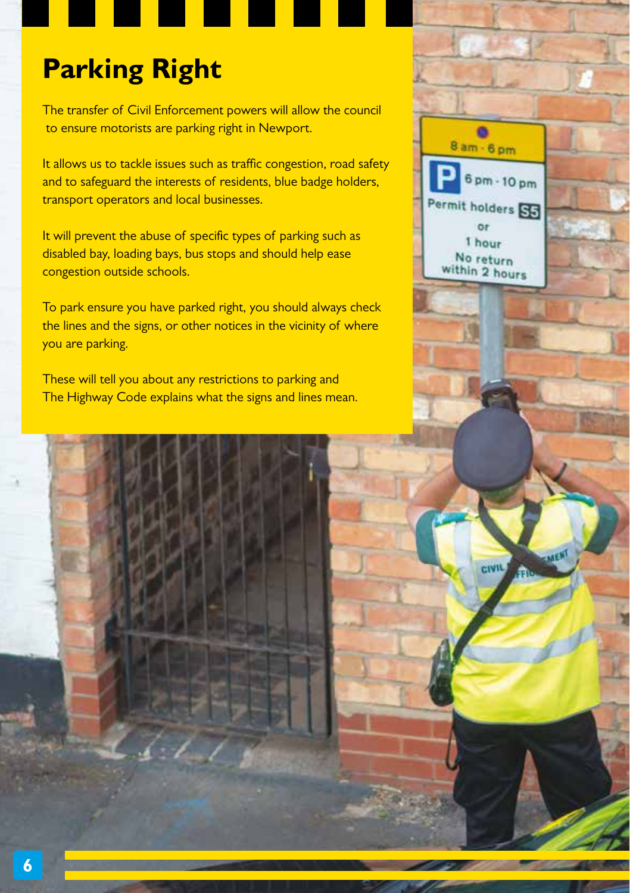# Parking Right

The transfer of Civil Enforcement powers will allow the council to ensure motorists are parking right in Newport.

It allows us to tackle issues such as traffic congestion, road safety and to safeguard the interests of residents, blue badge holders, transport operators and local businesses.

It will prevent the abuse of specific types of parking such as disabled bay, loading bays, bus stops and should help ease congestion outside schools.

To park ensure you have parked right, you should always check the lines and the signs, or other notices in the vicinity of where you are parking.

These will tell you about any restrictions to parking and The Highway Code explains what the signs and lines mean.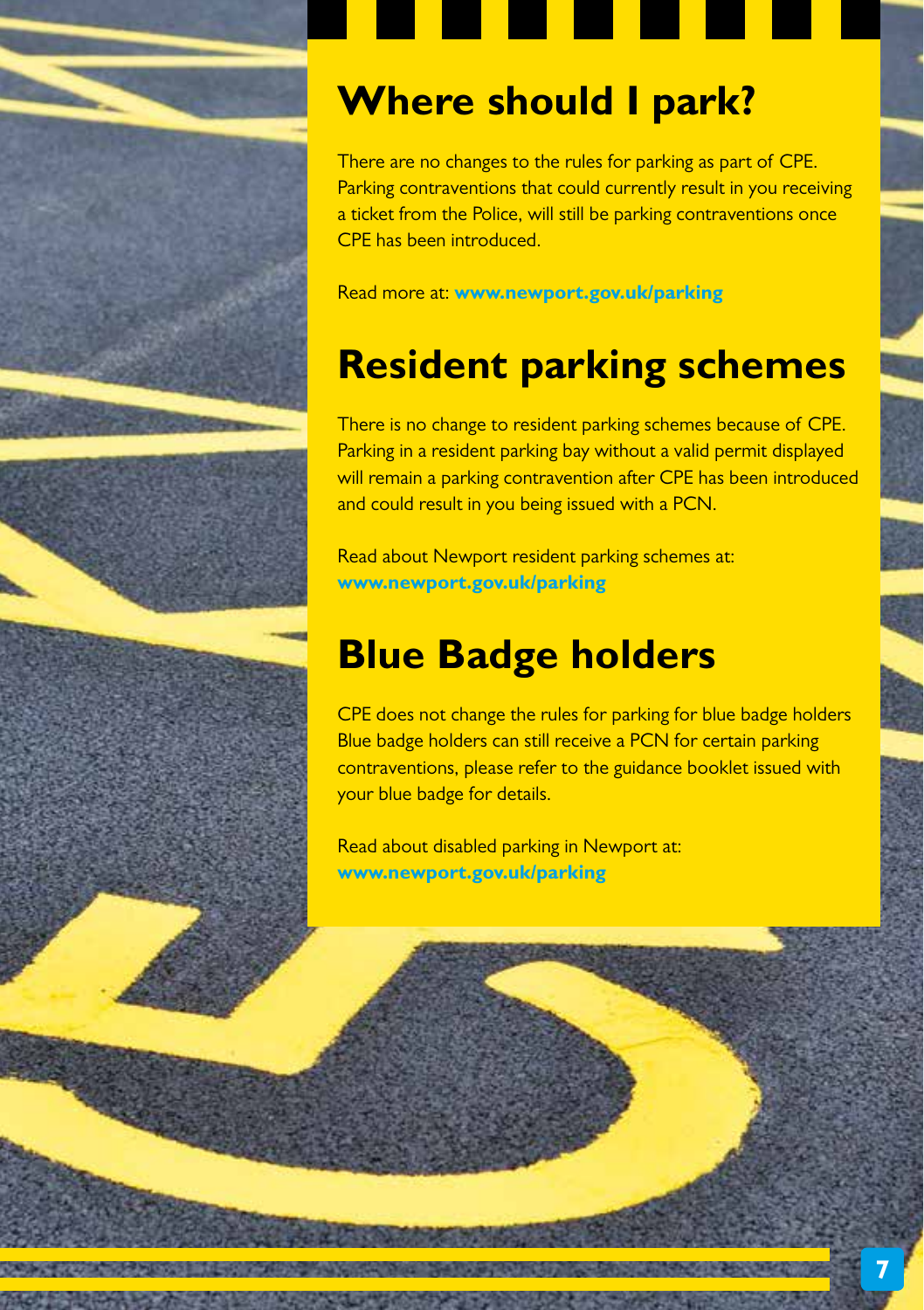## Where should I park?

There are no changes to the rules for parking as part of CPE. Parking contraventions that could currently result in you receiving a ticket from the Police, will still be parking contraventions once CPE has been introduced.

Read more at: **www.newport.gov.uk/parking**

## Resident parking schemes

There is no change to resident parking schemes because of CPE. Parking in a resident parking bay without a valid permit displayed will remain a parking contravention after CPE has been introduced and could result in you being issued with a PCN.

Read about Newport resident parking schemes at: **www.newport.gov.uk/parking**

## Blue Badge holders

CPE does not change the rules for parking for blue badge holders Blue badge holders can still receive a PCN for certain parking contraventions, please refer to the guidance booklet issued with your blue badge for details.

Read about disabled parking in Newport at: **www.newport.gov.uk/parking**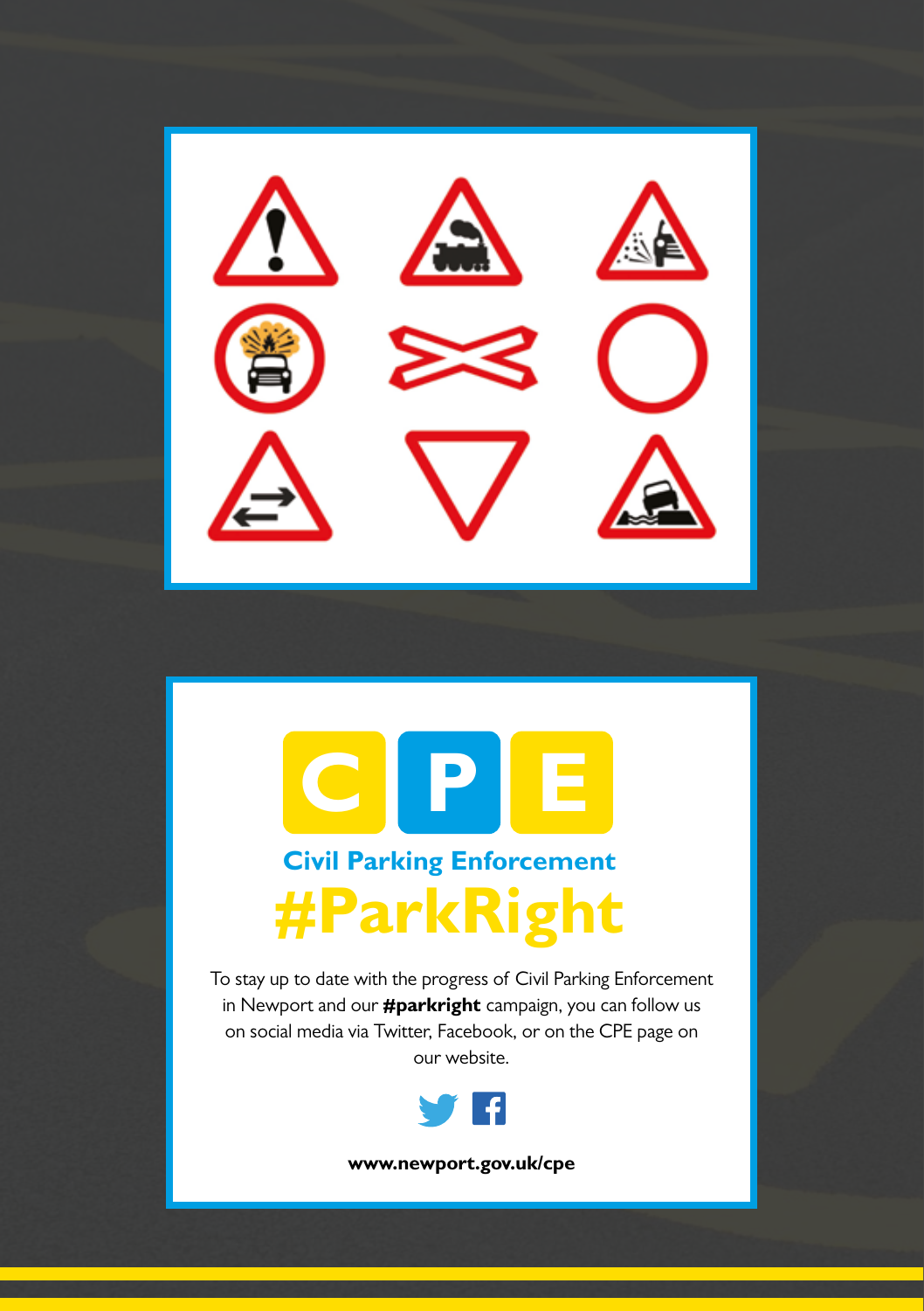# CPE

## Civil Parking Enforcement

# #ParkRight

To stay up to date with the progress of Civil Parking Enforcement in Newport and our **#parkright** campaign, you can follow us on social media via Twitter, Facebook, or on the CPE page on our website.

**www.newport.gov.uk/cpe**